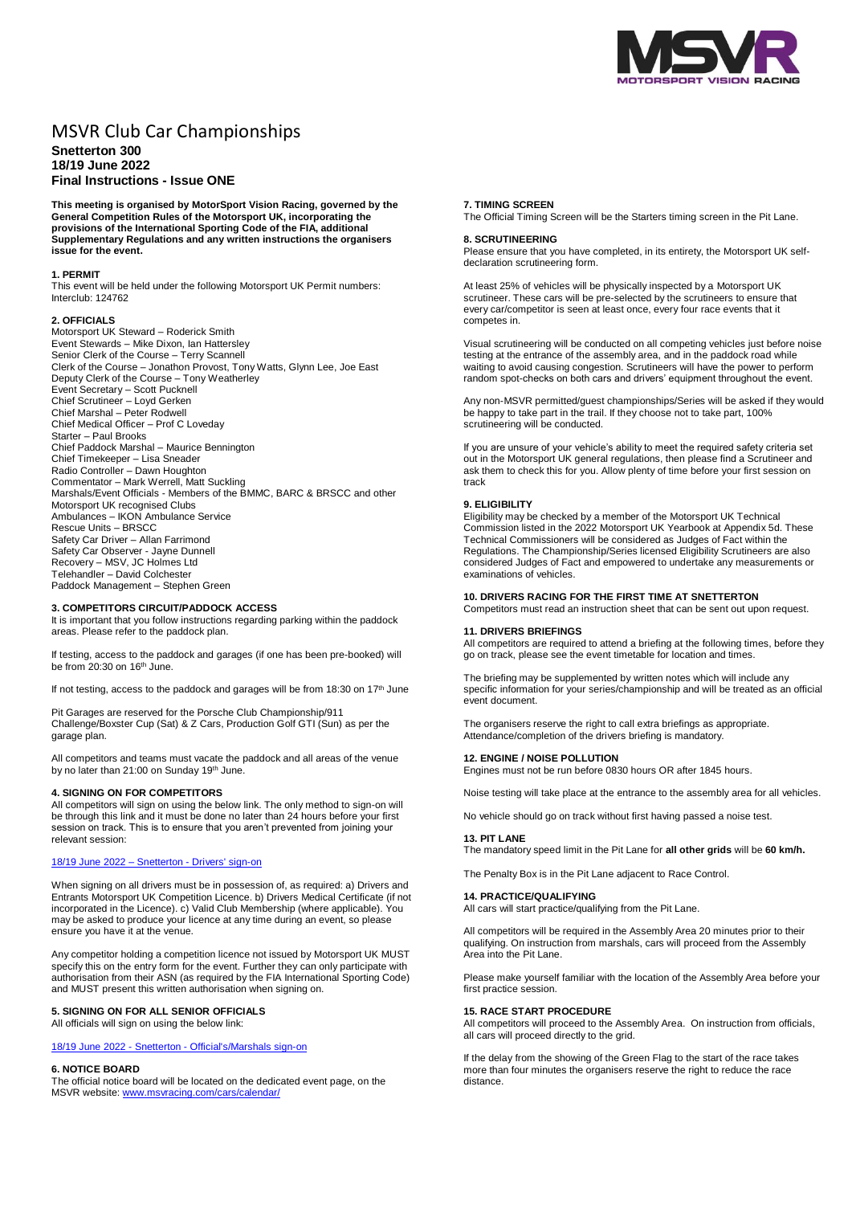# MSVR Club Car Championships

**Snetterton 300**
**18/19 June 2022**
**Final Instructions - Issue ONE**

**This meeting is organised by MotorSport Vision Racing, governed by the General Competition Rules of the Motorsport UK, incorporating the provisions of the International Sporting Code of the FIA, additional Supplementary Regulations and any written instructions the organisers issue for the event.**

### 1. PERMIT

This event will be held under the following Motorsport UK Permit numbers:
Interclub: 124762

### 2. OFFICIALS

Motorsport UK Steward – Roderick Smith
Event Stewards – Mike Dixon, Ian Hattersley
Senior Clerk of the Course – Terry Scannell
Clerk of the Course – Jonathon Provost, Tony Watts, Glynn Lee, Joe East
Deputy Clerk of the Course – Tony Weatherley
Event Secretary – Scott Pucknell
Chief Scrutineer – Loyd Gerken
Chief Marshal – Peter Rodwell
Chief Medical Officer – Prof C Loveday
Starter – Paul Brooks
Chief Paddock Marshal – Maurice Bennington
Chief Timekeeper – Lisa Sneader
Radio Controller – Dawn Houghton
Commentator – Mark Werrell, Matt Suckling
Marshals/Event Officials - Members of the BMMC, BARC & BRSCC and other Motorsport UK recognised Clubs
Ambulances – IKON Ambulance Service
Rescue Units – BRSCC
Safety Car Driver – Allan Farrimond
Safety Car Observer - Jayne Dunnell
Recovery – MSV, JC Holmes Ltd
Telehandler – David Colchester
Paddock Management – Stephen Green

### 3. COMPETITORS CIRCUIT/PADDOCK ACCESS

It is important that you follow instructions regarding parking within the paddock areas. Please refer to the paddock plan.

If testing, access to the paddock and garages (if one has been pre-booked) will be from 20:30 on 16th June.

If not testing, access to the paddock and garages will be from 18:30 on 17th June

Pit Garages are reserved for the Porsche Club Championship/911 Challenge/Boxster Cup (Sat) & Z Cars, Production Golf GTI (Sun) as per the garage plan.

All competitors and teams must vacate the paddock and all areas of the venue by no later than 21:00 on Sunday 19th June.

### 4. SIGNING ON FOR COMPETITORS

All competitors will sign on using the below link. The only method to sign-on will be through this link and it must be done no later than 24 hours before your first session on track. This is to ensure that you aren't prevented from joining your relevant session:

18/19 June 2022 – Snetterton - Drivers' sign-on

When signing on all drivers must be in possession of, as required: a) Drivers and Entrants Motorsport UK Competition Licence. b) Drivers Medical Certificate (if not incorporated in the Licence). c) Valid Club Membership (where applicable). You may be asked to produce your licence at any time during an event, so please ensure you have it at the venue.

Any competitor holding a competition licence not issued by Motorsport UK MUST specify this on the entry form for the event. Further they can only participate with authorisation from their ASN (as required by the FIA International Sporting Code) and MUST present this written authorisation when signing on.

### 5. SIGNING ON FOR ALL SENIOR OFFICIALS

All officials will sign on using the below link:

18/19 June 2022 - Snetterton - Official's/Marshals sign-on

### 6. NOTICE BOARD

The official notice board will be located on the dedicated event page, on the MSVR website: www.msvracing.com/cars/calendar/

### 7. TIMING SCREEN

The Official Timing Screen will be the Starters timing screen in the Pit Lane.

### 8. SCRUTINEERING

Please ensure that you have completed, in its entirety, the Motorsport UK self-declaration scrutineering form.

At least 25% of vehicles will be physically inspected by a Motorsport UK scrutineer. These cars will be pre-selected by the scrutineers to ensure that every car/competitor is seen at least once, every four race events that it competes in.

Visual scrutineering will be conducted on all competing vehicles just before noise testing at the entrance of the assembly area, and in the paddock road while waiting to avoid causing congestion. Scrutineers will have the power to perform random spot-checks on both cars and drivers' equipment throughout the event.

Any non-MSVR permitted/guest championships/Series will be asked if they would be happy to take part in the trail. If they choose not to take part, 100% scrutineering will be conducted.

If you are unsure of your vehicle's ability to meet the required safety criteria set out in the Motorsport UK general regulations, then please find a Scrutineer and ask them to check this for you. Allow plenty of time before your first session on track

### 9. ELIGIBILITY

Eligibility may be checked by a member of the Motorsport UK Technical Commission listed in the 2022 Motorsport UK Yearbook at Appendix 5d. These Technical Commissioners will be considered as Judges of Fact within the Regulations. The Championship/Series licensed Eligibility Scrutineers are also considered Judges of Fact and empowered to undertake any measurements or examinations of vehicles.

### 10. DRIVERS RACING FOR THE FIRST TIME AT SNETTERTON

Competitors must read an instruction sheet that can be sent out upon request.

### 11. DRIVERS BRIEFINGS

All competitors are required to attend a briefing at the following times, before they go on track, please see the event timetable for location and times.

The briefing may be supplemented by written notes which will include any specific information for your series/championship and will be treated as an official event document.

The organisers reserve the right to call extra briefings as appropriate. Attendance/completion of the drivers briefing is mandatory.

### 12. ENGINE / NOISE POLLUTION

Engines must not be run before 0830 hours OR after 1845 hours.

Noise testing will take place at the entrance to the assembly area for all vehicles.

No vehicle should go on track without first having passed a noise test.

### 13. PIT LANE

The mandatory speed limit in the Pit Lane for **all other grids** will be **60 km/h.**

The Penalty Box is in the Pit Lane adjacent to Race Control.

### 14. PRACTICE/QUALIFYING

All cars will start practice/qualifying from the Pit Lane.

All competitors will be required in the Assembly Area 20 minutes prior to their qualifying. On instruction from marshals, cars will proceed from the Assembly Area into the Pit Lane.

Please make yourself familiar with the location of the Assembly Area before your first practice session.

### 15. RACE START PROCEDURE

All competitors will proceed to the Assembly Area. On instruction from officials, all cars will proceed directly to the grid.

If the delay from the showing of the Green Flag to the start of the race takes more than four minutes the organisers reserve the right to reduce the race distance.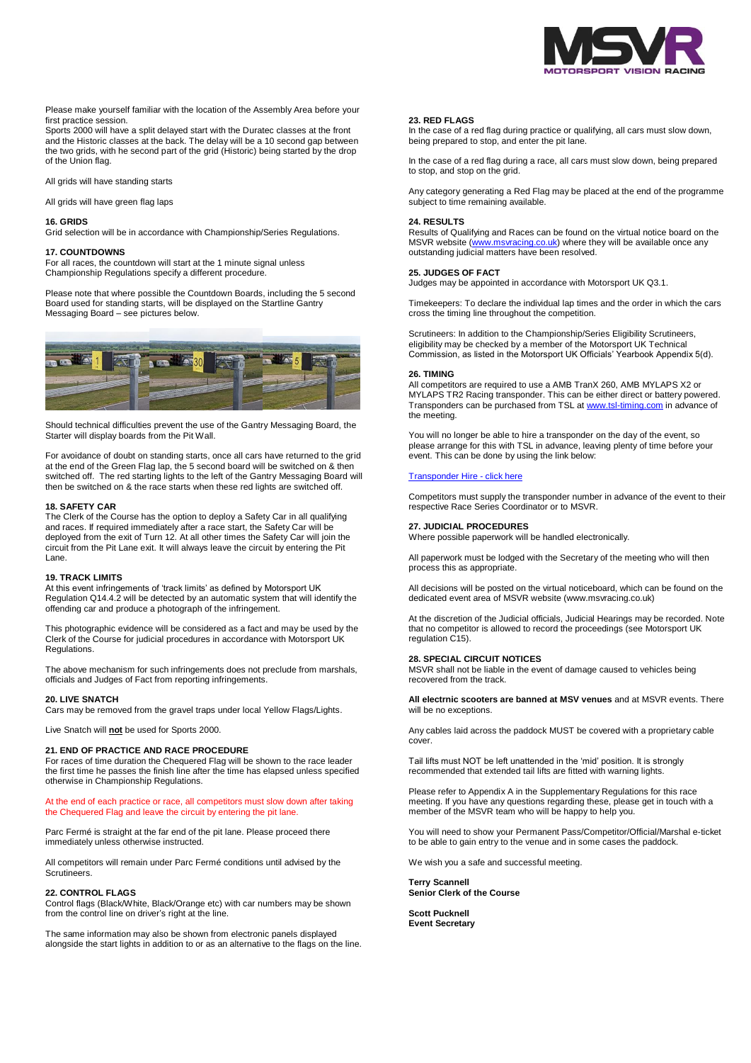Please make yourself familiar with the location of the Assembly Area before your first practice session.
Sports 2000 will have a split delayed start with the Duratec classes at the front and the Historic classes at the back. The delay will be a 10 second gap between the two grids, with he second part of the grid (Historic) being started by the drop of the Union flag.

All grids will have standing starts

All grids will have green flag laps

### 16. GRIDS

Grid selection will be in accordance with Championship/Series Regulations.

### 17. COUNTDOWNS

For all races, the countdown will start at the 1 minute signal unless Championship Regulations specify a different procedure.

Please note that where possible the Countdown Boards, including the 5 second Board used for standing starts, will be displayed on the Startline Gantry Messaging Board – see pictures below.

Should technical difficulties prevent the use of the Gantry Messaging Board, the Starter will display boards from the Pit Wall.

For avoidance of doubt on standing starts, once all cars have returned to the grid at the end of the Green Flag lap, the 5 second board will be switched on & then switched off. The red starting lights to the left of the Gantry Messaging Board will then be switched on & the race starts when these red lights are switched off.

### 18. SAFETY CAR

The Clerk of the Course has the option to deploy a Safety Car in all qualifying and races. If required immediately after a race start, the Safety Car will be deployed from the exit of Turn 12. At all other times the Safety Car will join the circuit from the Pit Lane exit. It will always leave the circuit by entering the Pit Lane.

### 19. TRACK LIMITS

At this event infringements of 'track limits' as defined by Motorsport UK Regulation Q14.4.2 will be detected by an automatic system that will identify the offending car and produce a photograph of the infringement.

This photographic evidence will be considered as a fact and may be used by the Clerk of the Course for judicial procedures in accordance with Motorsport UK Regulations.

The above mechanism for such infringements does not preclude from marshals, officials and Judges of Fact from reporting infringements.

### 20. LIVE SNATCH

Cars may be removed from the gravel traps under local Yellow Flags/Lights.

Live Snatch will **not** be used for Sports 2000.

### 21. END OF PRACTICE AND RACE PROCEDURE

For races of time duration the Chequered Flag will be shown to the race leader the first time he passes the finish line after the time has elapsed unless specified otherwise in Championship Regulations.

At the end of each practice or race, all competitors must slow down after taking the Chequered Flag and leave the circuit by entering the pit lane.

Parc Fermé is straight at the far end of the pit lane. Please proceed there immediately unless otherwise instructed.

All competitors will remain under Parc Fermé conditions until advised by the Scrutineers.

### 22. CONTROL FLAGS

Control flags (Black/White, Black/Orange etc) with car numbers may be shown from the control line on driver's right at the line.

The same information may also be shown from electronic panels displayed alongside the start lights in addition to or as an alternative to the flags on the line.

### 23. RED FLAGS

In the case of a red flag during practice or qualifying, all cars must slow down, being prepared to stop, and enter the pit lane.

In the case of a red flag during a race, all cars must slow down, being prepared to stop, and stop on the grid.

Any category generating a Red Flag may be placed at the end of the programme subject to time remaining available.

### 24. RESULTS

Results of Qualifying and Races can be found on the virtual notice board on the MSVR website (www.msvracing.co.uk) where they will be available once any outstanding judicial matters have been resolved.

### 25. JUDGES OF FACT

Judges may be appointed in accordance with Motorsport UK Q3.1.

Timekeepers: To declare the individual lap times and the order in which the cars cross the timing line throughout the competition.

Scrutineers: In addition to the Championship/Series Eligibility Scrutineers, eligibility may be checked by a member of the Motorsport UK Technical Commission, as listed in the Motorsport UK Officials' Yearbook Appendix 5(d).

### 26. TIMING

All competitors are required to use a AMB TranX 260, AMB MYLAPS X2 or MYLAPS TR2 Racing transponder. This can be either direct or battery powered. Transponders can be purchased from TSL at www.tsl-timing.com in advance of the meeting.

You will no longer be able to hire a transponder on the day of the event, so please arrange for this with TSL in advance, leaving plenty of time before your event. This can be done by using the link below:

Transponder Hire - click here

Competitors must supply the transponder number in advance of the event to their respective Race Series Coordinator or to MSVR.

### 27. JUDICIAL PROCEDURES

Where possible paperwork will be handled electronically.

All paperwork must be lodged with the Secretary of the meeting who will then process this as appropriate.

All decisions will be posted on the virtual noticeboard, which can be found on the dedicated event area of MSVR website (www.msvracing.co.uk)

At the discretion of the Judicial officials, Judicial Hearings may be recorded. Note that no competitor is allowed to record the proceedings (see Motorsport UK regulation C15).

### 28. SPECIAL CIRCUIT NOTICES

MSVR shall not be liable in the event of damage caused to vehicles being recovered from the track.

**All electrnic scooters are banned at MSV venues** and at MSVR events. There will be no exceptions.

Any cables laid across the paddock MUST be covered with a proprietary cable cover.

Tail lifts must NOT be left unattended in the 'mid' position. It is strongly recommended that extended tail lifts are fitted with warning lights.

Please refer to Appendix A in the Supplementary Regulations for this race meeting. If you have any questions regarding these, please get in touch with a member of the MSVR team who will be happy to help you.

You will need to show your Permanent Pass/Competitor/Official/Marshal e-ticket to be able to gain entry to the venue and in some cases the paddock.

We wish you a safe and successful meeting.

**Terry Scannell**
**Senior Clerk of the Course**

**Scott Pucknell**
**Event Secretary**